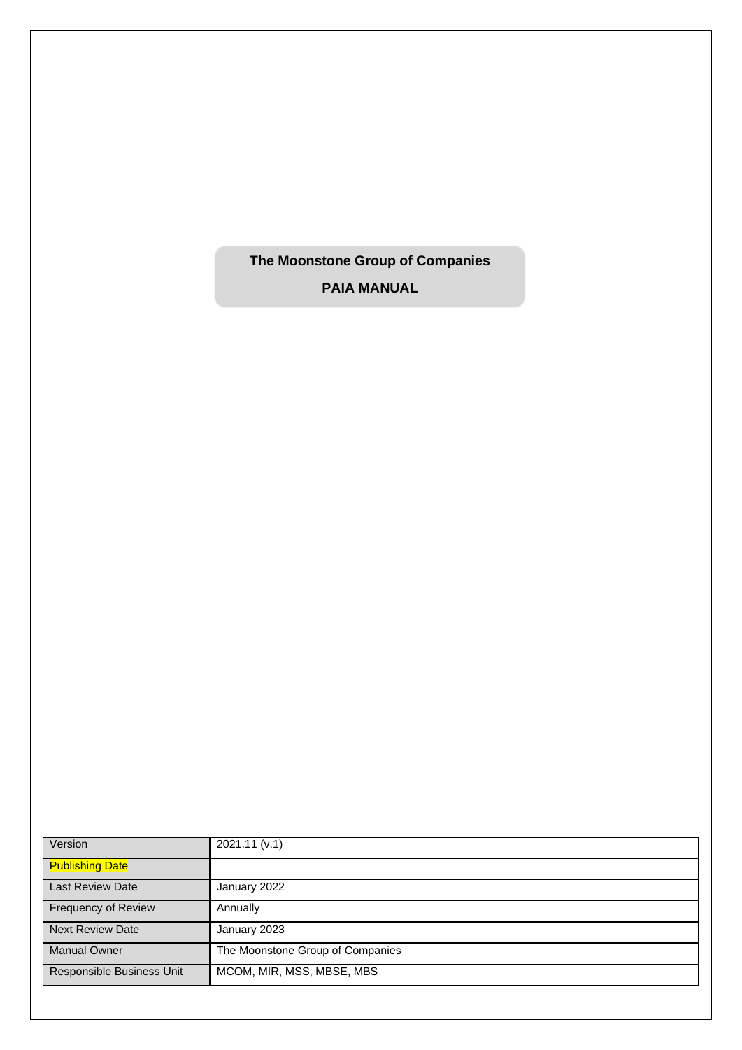# The Moonstone Group of Companies

## PAIA MANUAL

| Version | 2021.11 (v.1) |
|---|---|
| Publishing Date | |
| Last Review Date | January 2022 |
| Frequency of Review | Annually |
| Next Review Date | January 2023 |
| Manual Owner | The Moonstone Group of Companies |
| Responsible Business Unit | MCOM, MIR, MSS, MBSE, MBS |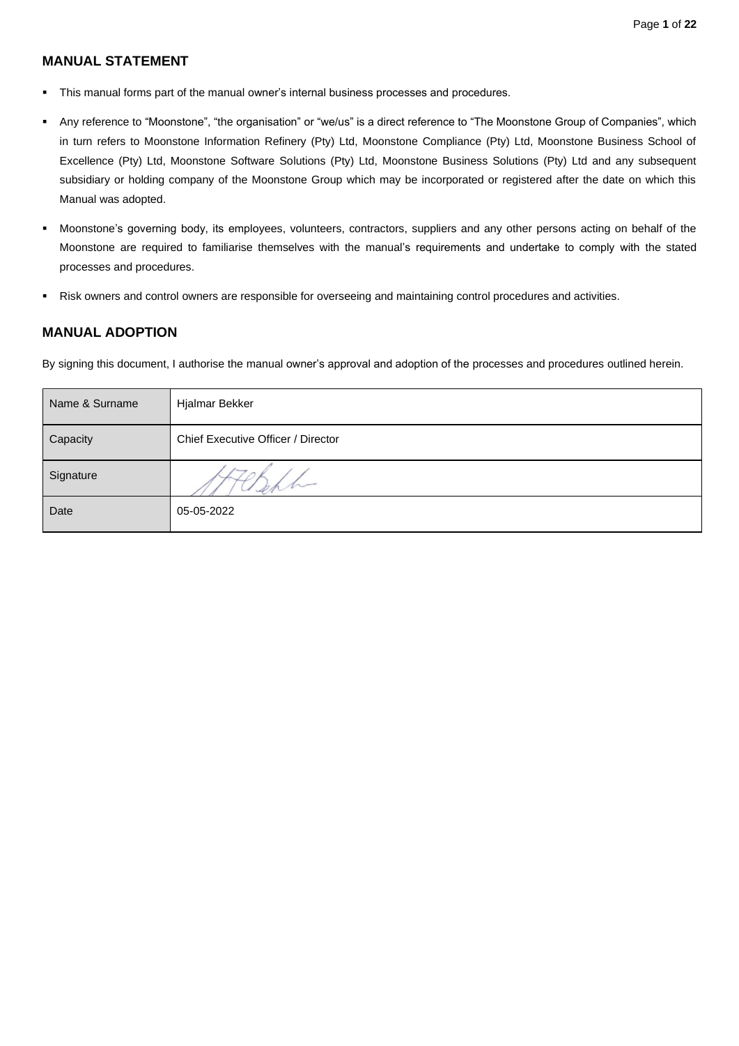## MANUAL STATEMENT

- This manual forms part of the manual owner's internal business processes and procedures.
- Any reference to "Moonstone", "the organisation" or "we/us" is a direct reference to "The Moonstone Group of Companies", which in turn refers to Moonstone Information Refinery (Pty) Ltd, Moonstone Compliance (Pty) Ltd, Moonstone Business School of Excellence (Pty) Ltd, Moonstone Software Solutions (Pty) Ltd, Moonstone Business Solutions (Pty) Ltd and any subsequent subsidiary or holding company of the Moonstone Group which may be incorporated or registered after the date on which this Manual was adopted.
- Moonstone's governing body, its employees, volunteers, contractors, suppliers and any other persons acting on behalf of the Moonstone are required to familiarise themselves with the manual's requirements and undertake to comply with the stated processes and procedures.
- Risk owners and control owners are responsible for overseeing and maintaining control procedures and activities.

## MANUAL ADOPTION

By signing this document, I authorise the manual owner's approval and adoption of the processes and procedures outlined herein.

| Name & Surname | Hjalmar Bekker |
|---|---|
| Capacity | Chief Executive Officer / Director |
| Signature | |
| Date | 05-05-2022 |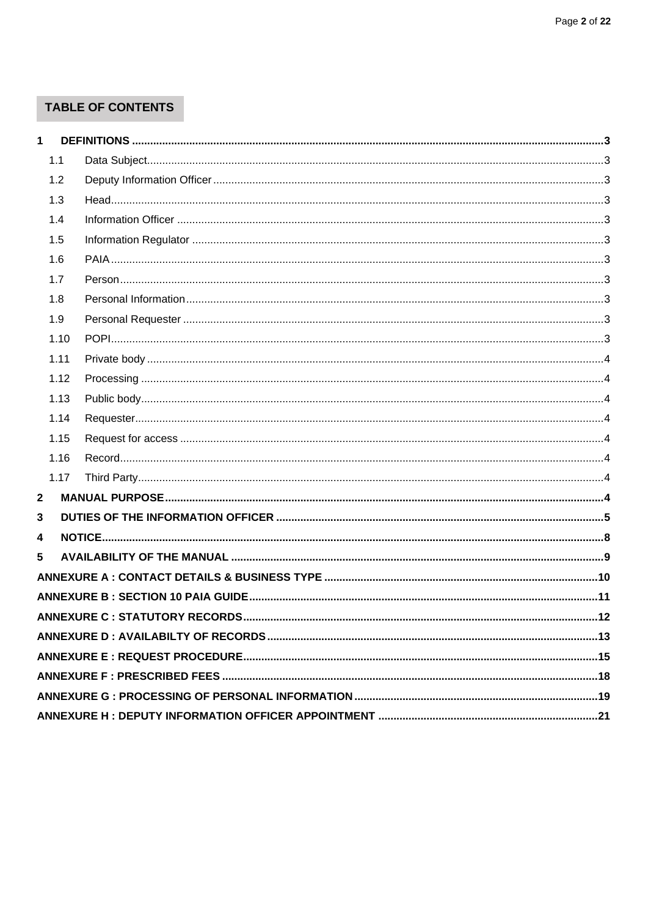## TABLE OF CONTENTS

**1 DEFINITIONS** ..... 3

- 1.1 Data Subject ..... 3
- 1.2 Deputy Information Officer ..... 3
- 1.3 Head ..... 3
- 1.4 Information Officer ..... 3
- 1.5 Information Regulator ..... 3
- 1.6 PAIA ..... 3
- 1.7 Person ..... 3
- 1.8 Personal Information ..... 3
- 1.9 Personal Requester ..... 3
- 1.10 POPI ..... 3
- 1.11 Private body ..... 4
- 1.12 Processing ..... 4
- 1.13 Public body ..... 4
- 1.14 Requester ..... 4
- 1.15 Request for access ..... 4
- 1.16 Record ..... 4
- 1.17 Third Party ..... 4

**2 MANUAL PURPOSE** ..... 4

**3 DUTIES OF THE INFORMATION OFFICER** ..... 5

**4 NOTICE** ..... 8

**5 AVAILABILITY OF THE MANUAL** ..... 9

**ANNEXURE A : CONTACT DETAILS & BUSINESS TYPE** ..... 10

**ANNEXURE B : SECTION 10 PAIA GUIDE** ..... 11

**ANNEXURE C : STATUTORY RECORDS** ..... 12

**ANNEXURE D : AVAILABILTY OF RECORDS** ..... 13

**ANNEXURE E : REQUEST PROCEDURE** ..... 15

**ANNEXURE F : PRESCRIBED FEES** ..... 18

**ANNEXURE G : PROCESSING OF PERSONAL INFORMATION** ..... 19

**ANNEXURE H : DEPUTY INFORMATION OFFICER APPOINTMENT** ..... 21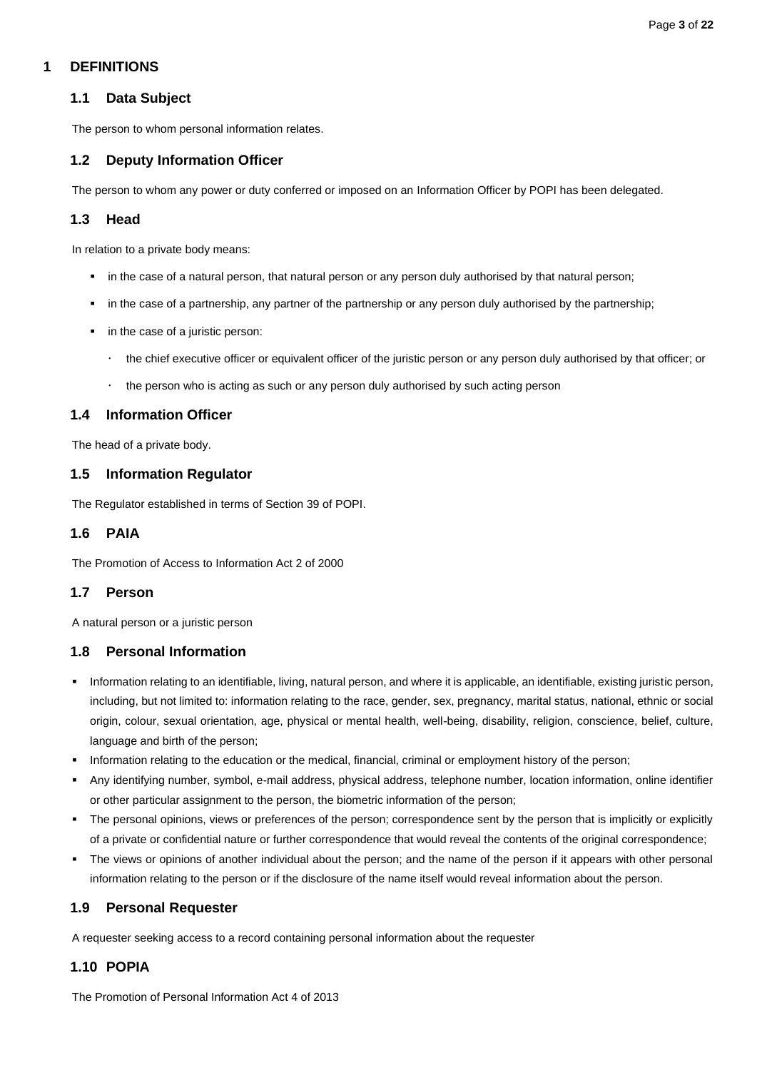# 1 DEFINITIONS

## 1.1 Data Subject

The person to whom personal information relates.

## 1.2 Deputy Information Officer

The person to whom any power or duty conferred or imposed on an Information Officer by POPI has been delegated.

## 1.3 Head

In relation to a private body means:

- in the case of a natural person, that natural person or any person duly authorised by that natural person;
- in the case of a partnership, any partner of the partnership or any person duly authorised by the partnership;
- in the case of a juristic person:
  - the chief executive officer or equivalent officer of the juristic person or any person duly authorised by that officer; or
  - the person who is acting as such or any person duly authorised by such acting person

## 1.4 Information Officer

The head of a private body.

## 1.5 Information Regulator

The Regulator established in terms of Section 39 of POPI.

## 1.6 PAIA

The Promotion of Access to Information Act 2 of 2000

## 1.7 Person

A natural person or a juristic person

## 1.8 Personal Information

- Information relating to an identifiable, living, natural person, and where it is applicable, an identifiable, existing juristic person, including, but not limited to: information relating to the race, gender, sex, pregnancy, marital status, national, ethnic or social origin, colour, sexual orientation, age, physical or mental health, well-being, disability, religion, conscience, belief, culture, language and birth of the person;
- Information relating to the education or the medical, financial, criminal or employment history of the person;
- Any identifying number, symbol, e-mail address, physical address, telephone number, location information, online identifier or other particular assignment to the person, the biometric information of the person;
- The personal opinions, views or preferences of the person; correspondence sent by the person that is implicitly or explicitly of a private or confidential nature or further correspondence that would reveal the contents of the original correspondence;
- The views or opinions of another individual about the person; and the name of the person if it appears with other personal information relating to the person or if the disclosure of the name itself would reveal information about the person.

## 1.9 Personal Requester

A requester seeking access to a record containing personal information about the requester

## 1.10 POPIA

The Promotion of Personal Information Act 4 of 2013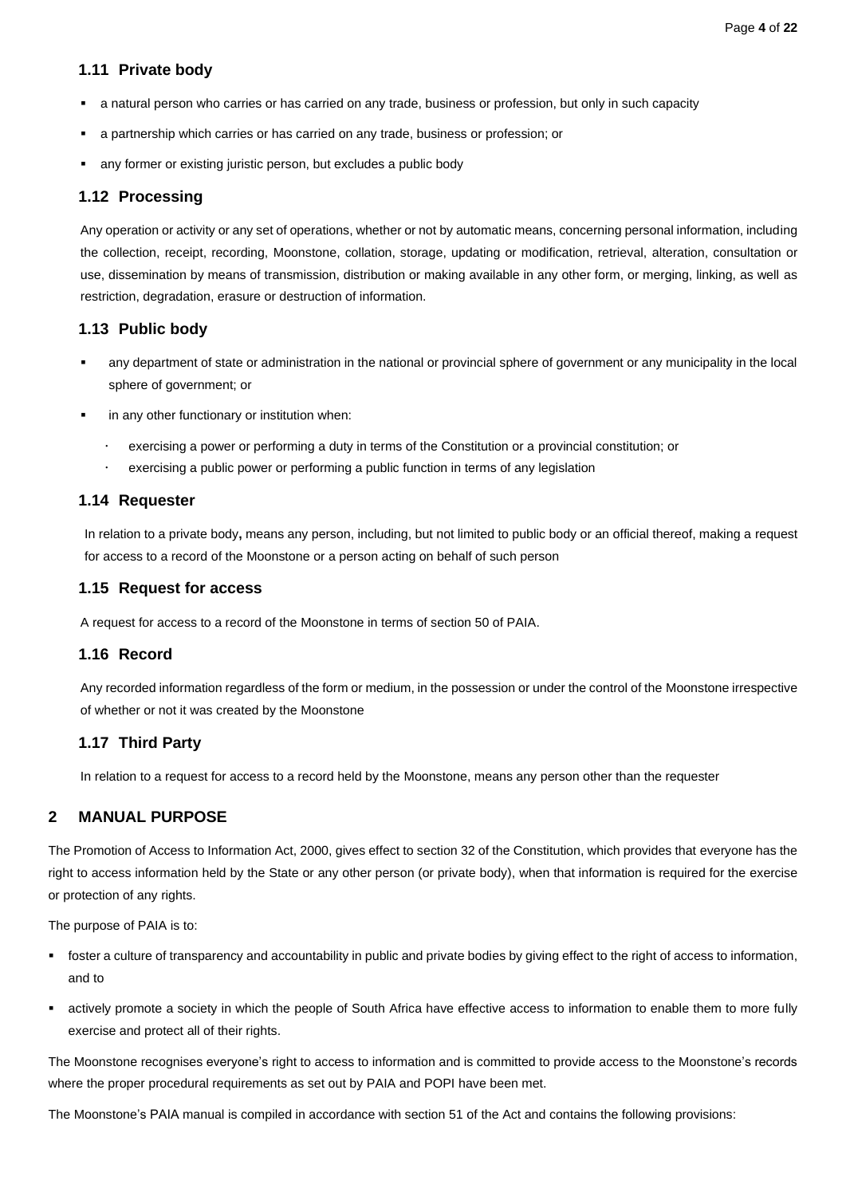### 1.11 Private body

- a natural person who carries or has carried on any trade, business or profession, but only in such capacity
- a partnership which carries or has carried on any trade, business or profession; or
- any former or existing juristic person, but excludes a public body

### 1.12 Processing

Any operation or activity or any set of operations, whether or not by automatic means, concerning personal information, including the collection, receipt, recording, Moonstone, collation, storage, updating or modification, retrieval, alteration, consultation or use, dissemination by means of transmission, distribution or making available in any other form, or merging, linking, as well as restriction, degradation, erasure or destruction of information.

### 1.13 Public body

- any department of state or administration in the national or provincial sphere of government or any municipality in the local sphere of government; or
- in any other functionary or institution when:
  - exercising a power or performing a duty in terms of the Constitution or a provincial constitution; or
  - exercising a public power or performing a public function in terms of any legislation

### 1.14 Requester

In relation to a private body**,** means any person, including, but not limited to public body or an official thereof, making a request for access to a record of the Moonstone or a person acting on behalf of such person

### 1.15 Request for access

A request for access to a record of the Moonstone in terms of section 50 of PAIA.

### 1.16 Record

Any recorded information regardless of the form or medium, in the possession or under the control of the Moonstone irrespective of whether or not it was created by the Moonstone

### 1.17 Third Party

In relation to a request for access to a record held by the Moonstone, means any person other than the requester

## 2 MANUAL PURPOSE

The Promotion of Access to Information Act, 2000, gives effect to section 32 of the Constitution, which provides that everyone has the right to access information held by the State or any other person (or private body), when that information is required for the exercise or protection of any rights.

The purpose of PAIA is to:

- foster a culture of transparency and accountability in public and private bodies by giving effect to the right of access to information, and to
- actively promote a society in which the people of South Africa have effective access to information to enable them to more fully exercise and protect all of their rights.

The Moonstone recognises everyone's right to access to information and is committed to provide access to the Moonstone's records where the proper procedural requirements as set out by PAIA and POPI have been met.

The Moonstone's PAIA manual is compiled in accordance with section 51 of the Act and contains the following provisions: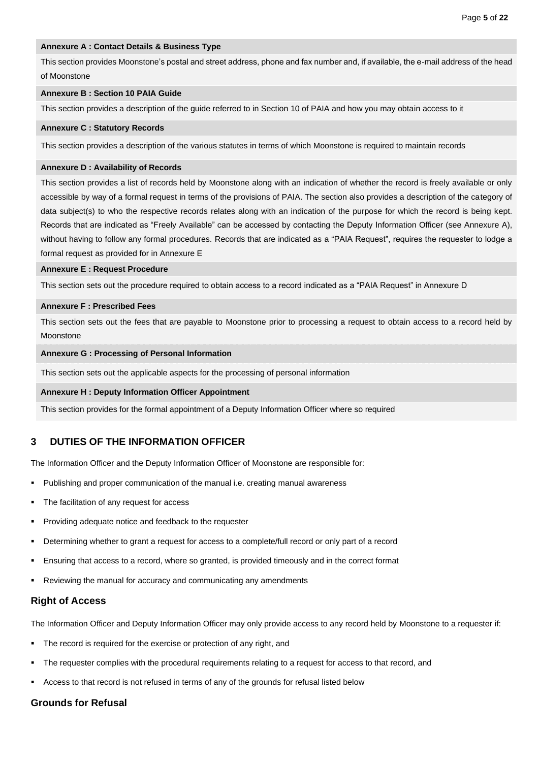| **Annexure A : Contact Details & Business Type** |
| --- |
| This section provides Moonstone's postal and street address, phone and fax number and, if available, the e-mail address of the head of Moonstone |
| **Annexure B : Section 10 PAIA Guide** |
| This section provides a description of the guide referred to in Section 10 of PAIA and how you may obtain access to it |
| **Annexure C : Statutory Records** |
| This section provides a description of the various statutes in terms of which Moonstone is required to maintain records |
| **Annexure D : Availability of Records** |
| This section provides a list of records held by Moonstone along with an indication of whether the record is freely available or only accessible by way of a formal request in terms of the provisions of PAIA. The section also provides a description of the category of data subject(s) to who the respective records relates along with an indication of the purpose for which the record is being kept. Records that are indicated as "Freely Available" can be accessed by contacting the Deputy Information Officer (see Annexure A), without having to follow any formal procedures. Records that are indicated as a "PAIA Request", requires the requester to lodge a formal request as provided for in Annexure E |
| **Annexure E : Request Procedure** |
| This section sets out the procedure required to obtain access to a record indicated as a "PAIA Request" in Annexure D |
| **Annexure F : Prescribed Fees** |
| This section sets out the fees that are payable to Moonstone prior to processing a request to obtain access to a record held by Moonstone |
| **Annexure G : Processing of Personal Information** |
| This section sets out the applicable aspects for the processing of personal information |
| **Annexure H : Deputy Information Officer Appointment** |
| This section provides for the formal appointment of a Deputy Information Officer where so required |

## 3 DUTIES OF THE INFORMATION OFFICER

The Information Officer and the Deputy Information Officer of Moonstone are responsible for:

- Publishing and proper communication of the manual i.e. creating manual awareness
- The facilitation of any request for access
- Providing adequate notice and feedback to the requester
- Determining whether to grant a request for access to a complete/full record or only part of a record
- Ensuring that access to a record, where so granted, is provided timeously and in the correct format
- Reviewing the manual for accuracy and communicating any amendments

### Right of Access

The Information Officer and Deputy Information Officer may only provide access to any record held by Moonstone to a requester if:

- The record is required for the exercise or protection of any right, and
- The requester complies with the procedural requirements relating to a request for access to that record, and
- Access to that record is not refused in terms of any of the grounds for refusal listed below

### Grounds for Refusal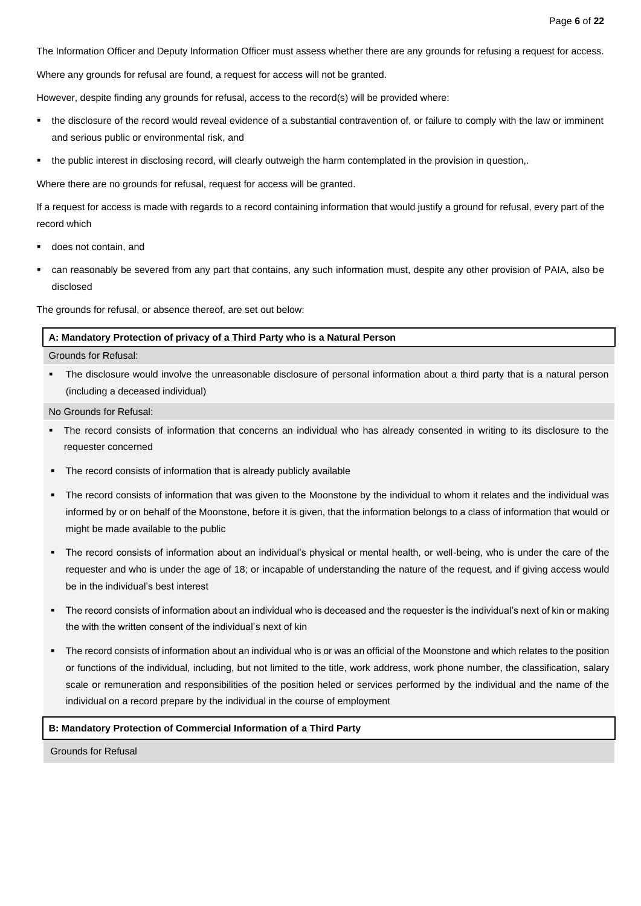The Information Officer and Deputy Information Officer must assess whether there are any grounds for refusing a request for access.

Where any grounds for refusal are found, a request for access will not be granted.

However, despite finding any grounds for refusal, access to the record(s) will be provided where:

- the disclosure of the record would reveal evidence of a substantial contravention of, or failure to comply with the law or imminent and serious public or environmental risk, and
- the public interest in disclosing record, will clearly outweigh the harm contemplated in the provision in question,.

Where there are no grounds for refusal, request for access will be granted.

If a request for access is made with regards to a record containing information that would justify a ground for refusal, every part of the record which

- does not contain, and
- can reasonably be severed from any part that contains, any such information must, despite any other provision of PAIA, also be disclosed

The grounds for refusal, or absence thereof, are set out below:

**A: Mandatory Protection of privacy of a Third Party who is a Natural Person**

Grounds for Refusal:

- The disclosure would involve the unreasonable disclosure of personal information about a third party that is a natural person (including a deceased individual)

No Grounds for Refusal:

- The record consists of information that concerns an individual who has already consented in writing to its disclosure to the requester concerned
- The record consists of information that is already publicly available
- The record consists of information that was given to the Moonstone by the individual to whom it relates and the individual was informed by or on behalf of the Moonstone, before it is given, that the information belongs to a class of information that would or might be made available to the public
- The record consists of information about an individual's physical or mental health, or well-being, who is under the care of the requester and who is under the age of 18; or incapable of understanding the nature of the request, and if giving access would be in the individual's best interest
- The record consists of information about an individual who is deceased and the requester is the individual's next of kin or making the with the written consent of the individual's next of kin
- The record consists of information about an individual who is or was an official of the Moonstone and which relates to the position or functions of the individual, including, but not limited to the title, work address, work phone number, the classification, salary scale or remuneration and responsibilities of the position heled or services performed by the individual and the name of the individual on a record prepare by the individual in the course of employment

**B: Mandatory Protection of Commercial Information of a Third Party**

Grounds for Refusal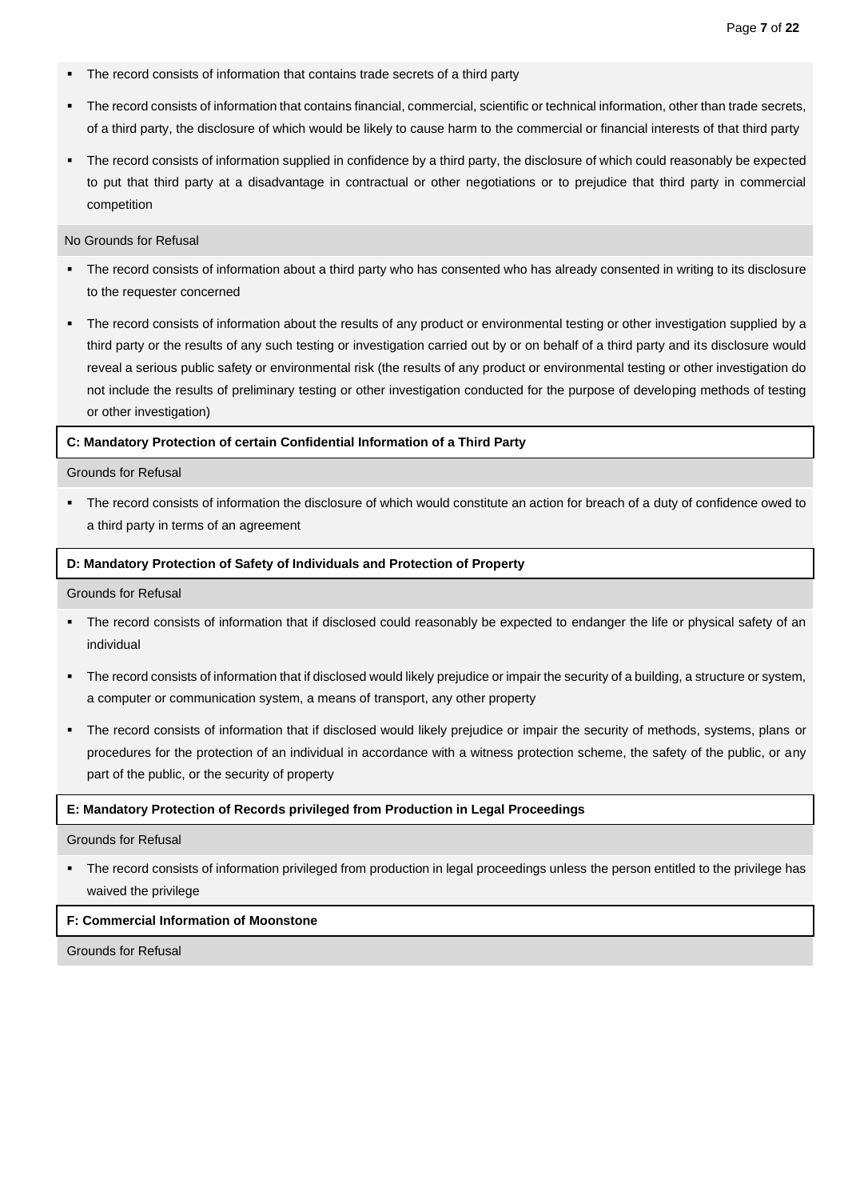- The record consists of information that contains trade secrets of a third party
- The record consists of information that contains financial, commercial, scientific or technical information, other than trade secrets, of a third party, the disclosure of which would be likely to cause harm to the commercial or financial interests of that third party
- The record consists of information supplied in confidence by a third party, the disclosure of which could reasonably be expected to put that third party at a disadvantage in contractual or other negotiations or to prejudice that third party in commercial competition

No Grounds for Refusal

- The record consists of information about a third party who has consented who has already consented in writing to its disclosure to the requester concerned
- The record consists of information about the results of any product or environmental testing or other investigation supplied by a third party or the results of any such testing or investigation carried out by or on behalf of a third party and its disclosure would reveal a serious public safety or environmental risk (the results of any product or environmental testing or other investigation do not include the results of preliminary testing or other investigation conducted for the purpose of developing methods of testing or other investigation)

**C: Mandatory Protection of certain Confidential Information of a Third Party**

Grounds for Refusal

- The record consists of information the disclosure of which would constitute an action for breach of a duty of confidence owed to a third party in terms of an agreement

**D: Mandatory Protection of Safety of Individuals and Protection of Property**

Grounds for Refusal

- The record consists of information that if disclosed could reasonably be expected to endanger the life or physical safety of an individual
- The record consists of information that if disclosed would likely prejudice or impair the security of a building, a structure or system, a computer or communication system, a means of transport, any other property
- The record consists of information that if disclosed would likely prejudice or impair the security of methods, systems, plans or procedures for the protection of an individual in accordance with a witness protection scheme, the safety of the public, or any part of the public, or the security of property

**E: Mandatory Protection of Records privileged from Production in Legal Proceedings**

Grounds for Refusal

- The record consists of information privileged from production in legal proceedings unless the person entitled to the privilege has waived the privilege

**F: Commercial Information of Moonstone**

Grounds for Refusal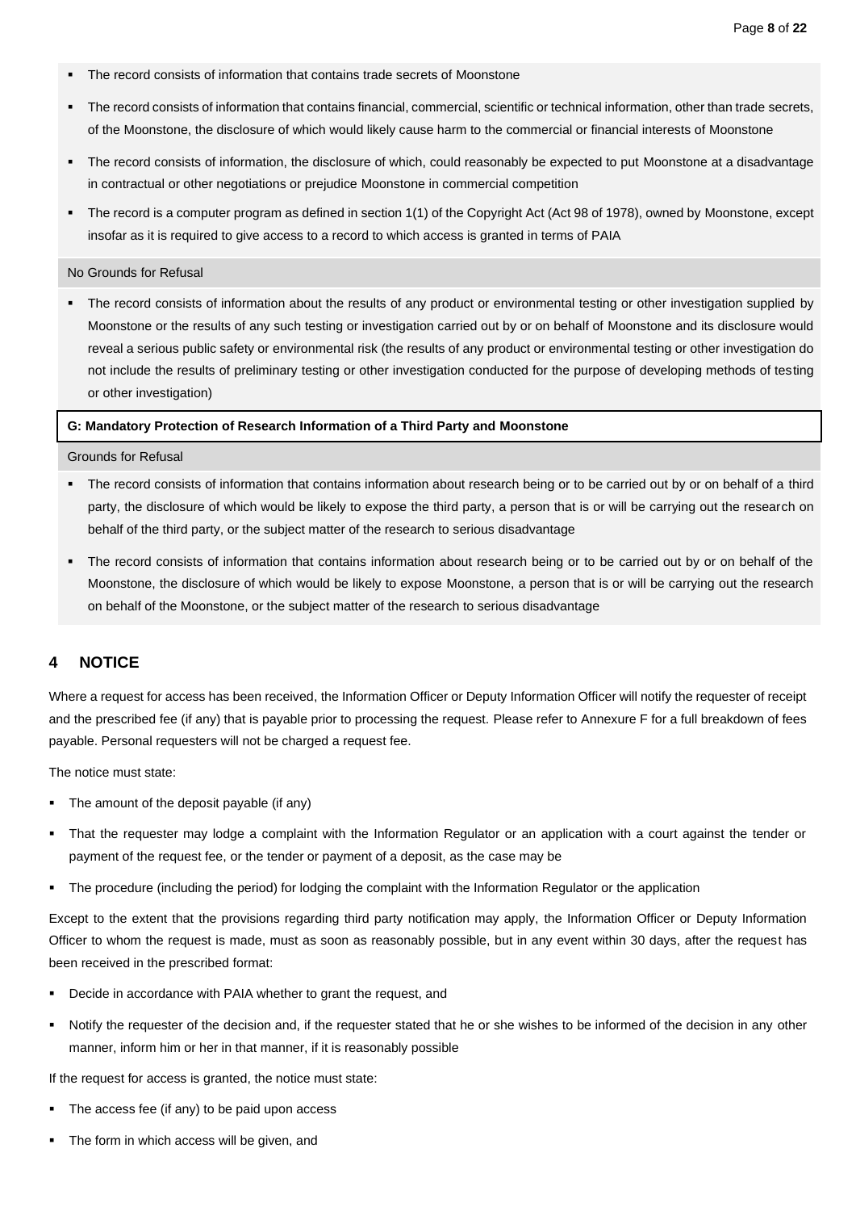- The record consists of information that contains trade secrets of Moonstone
- The record consists of information that contains financial, commercial, scientific or technical information, other than trade secrets, of the Moonstone, the disclosure of which would likely cause harm to the commercial or financial interests of Moonstone
- The record consists of information, the disclosure of which, could reasonably be expected to put Moonstone at a disadvantage in contractual or other negotiations or prejudice Moonstone in commercial competition
- The record is a computer program as defined in section 1(1) of the Copyright Act (Act 98 of 1978), owned by Moonstone, except insofar as it is required to give access to a record to which access is granted in terms of PAIA

No Grounds for Refusal

- The record consists of information about the results of any product or environmental testing or other investigation supplied by Moonstone or the results of any such testing or investigation carried out by or on behalf of Moonstone and its disclosure would reveal a serious public safety or environmental risk (the results of any product or environmental testing or other investigation do not include the results of preliminary testing or other investigation conducted for the purpose of developing methods of testing or other investigation)

**G: Mandatory Protection of Research Information of a Third Party and Moonstone**

Grounds for Refusal

- The record consists of information that contains information about research being or to be carried out by or on behalf of a third party, the disclosure of which would be likely to expose the third party, a person that is or will be carrying out the research on behalf of the third party, or the subject matter of the research to serious disadvantage
- The record consists of information that contains information about research being or to be carried out by or on behalf of the Moonstone, the disclosure of which would be likely to expose Moonstone, a person that is or will be carrying out the research on behalf of the Moonstone, or the subject matter of the research to serious disadvantage

## 4 NOTICE

Where a request for access has been received, the Information Officer or Deputy Information Officer will notify the requester of receipt and the prescribed fee (if any) that is payable prior to processing the request. Please refer to Annexure F for a full breakdown of fees payable. Personal requesters will not be charged a request fee.

The notice must state:

- The amount of the deposit payable (if any)
- That the requester may lodge a complaint with the Information Regulator or an application with a court against the tender or payment of the request fee, or the tender or payment of a deposit, as the case may be
- The procedure (including the period) for lodging the complaint with the Information Regulator or the application

Except to the extent that the provisions regarding third party notification may apply, the Information Officer or Deputy Information Officer to whom the request is made, must as soon as reasonably possible, but in any event within 30 days, after the request has been received in the prescribed format:

- Decide in accordance with PAIA whether to grant the request, and
- Notify the requester of the decision and, if the requester stated that he or she wishes to be informed of the decision in any other manner, inform him or her in that manner, if it is reasonably possible

If the request for access is granted, the notice must state:

- The access fee (if any) to be paid upon access
- The form in which access will be given, and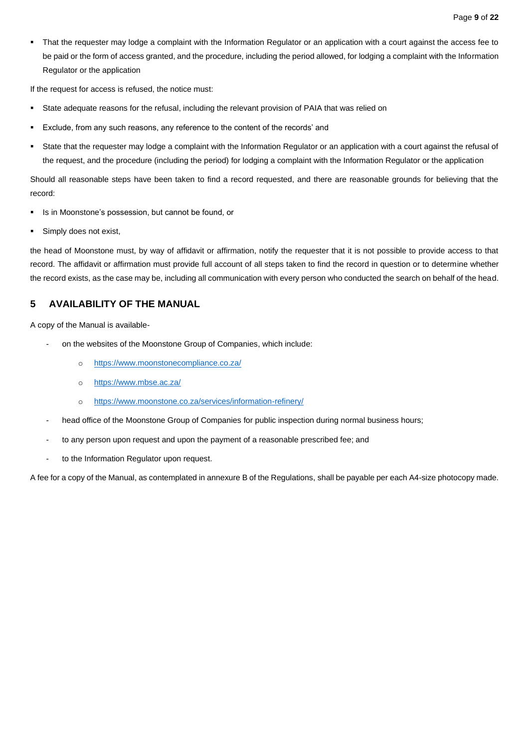- That the requester may lodge a complaint with the Information Regulator or an application with a court against the access fee to be paid or the form of access granted, and the procedure, including the period allowed, for lodging a complaint with the Information Regulator or the application

If the request for access is refused, the notice must:

- State adequate reasons for the refusal, including the relevant provision of PAIA that was relied on
- Exclude, from any such reasons, any reference to the content of the records' and
- State that the requester may lodge a complaint with the Information Regulator or an application with a court against the refusal of the request, and the procedure (including the period) for lodging a complaint with the Information Regulator or the application

Should all reasonable steps have been taken to find a record requested, and there are reasonable grounds for believing that the record:

- Is in Moonstone's possession, but cannot be found, or
- Simply does not exist,

the head of Moonstone must, by way of affidavit or affirmation, notify the requester that it is not possible to provide access to that record. The affidavit or affirmation must provide full account of all steps taken to find the record in question or to determine whether the record exists, as the case may be, including all communication with every person who conducted the search on behalf of the head.

## 5 AVAILABILITY OF THE MANUAL

A copy of the Manual is available-

- on the websites of the Moonstone Group of Companies, which include:
  - https://www.moonstonecompliance.co.za/
  - https://www.mbse.ac.za/
  - https://www.moonstone.co.za/services/information-refinery/
- head office of the Moonstone Group of Companies for public inspection during normal business hours;
- to any person upon request and upon the payment of a reasonable prescribed fee; and
- to the Information Regulator upon request.

A fee for a copy of the Manual, as contemplated in annexure B of the Regulations, shall be payable per each A4-size photocopy made.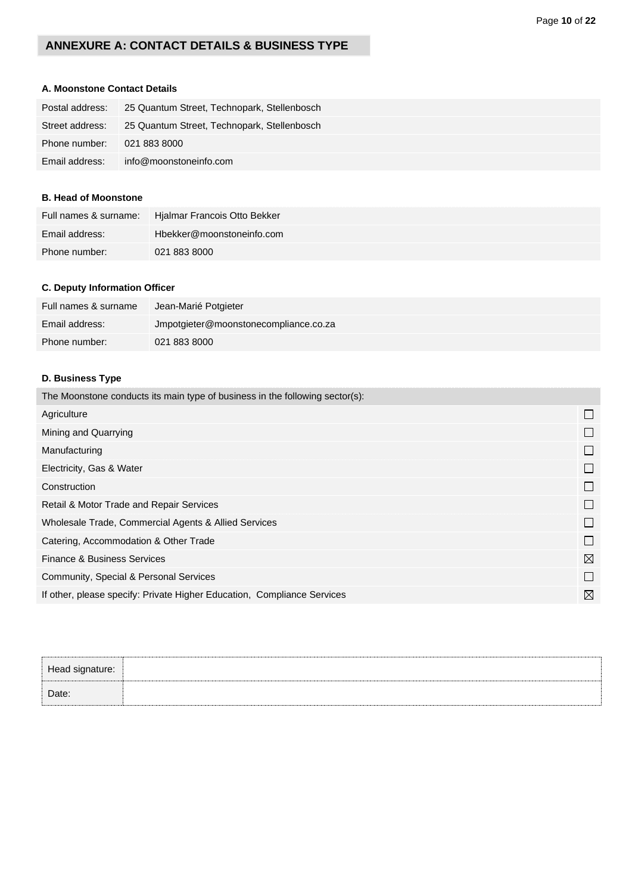## ANNEXURE A: CONTACT DETAILS & BUSINESS TYPE

### A. Moonstone Contact Details

| | |
|---|---|
| Postal address: | 25 Quantum Street, Technopark, Stellenbosch |
| Street address: | 25 Quantum Street, Technopark, Stellenbosch |
| Phone number: | 021 883 8000 |
| Email address: | info@moonstoneinfo.com |

### B. Head of Moonstone

| | |
|---|---|
| Full names & surname: | Hjalmar Francois Otto Bekker |
| Email address: | Hbekker@moonstoneinfo.com |
| Phone number: | 021 883 8000 |

### C. Deputy Information Officer

| | |
|---|---|
| Full names & surname | Jean-Marié Potgieter |
| Email address: | Jmpotgieter@moonstonecompliance.co.za |
| Phone number: | 021 883 8000 |

### D. Business Type

| The Moonstone conducts its main type of business in the following sector(s): | |
|---|---|
| Agriculture | ☐ |
| Mining and Quarrying | ☐ |
| Manufacturing | ☐ |
| Electricity, Gas & Water | ☐ |
| Construction | ☐ |
| Retail & Motor Trade and Repair Services | ☐ |
| Wholesale Trade, Commercial Agents & Allied Services | ☐ |
| Catering, Accommodation & Other Trade | ☐ |
| Finance & Business Services | ☒ |
| Community, Special & Personal Services | ☐ |
| If other, please specify: Private Higher Education, Compliance Services | ☒ |

| | |
|---|---|
| Head signature: | |
| Date: | |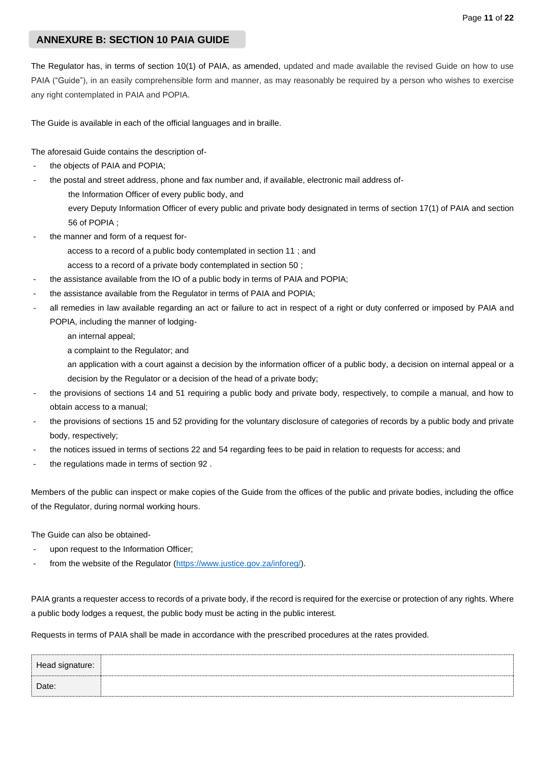## ANNEXURE B: SECTION 10 PAIA GUIDE

The Regulator has, in terms of section 10(1) of PAIA, as amended, updated and made available the revised Guide on how to use PAIA ("Guide"), in an easily comprehensible form and manner, as may reasonably be required by a person who wishes to exercise any right contemplated in PAIA and POPIA.

The Guide is available in each of the official languages and in braille.

The aforesaid Guide contains the description of-

- the objects of PAIA and POPIA;
- the postal and street address, phone and fax number and, if available, electronic mail address of-
  - the Information Officer of every public body, and
  - every Deputy Information Officer of every public and private body designated in terms of section 17(1) of PAIA and section 56 of POPIA ;
- the manner and form of a request for-
  - access to a record of a public body contemplated in section 11 ; and
  - access to a record of a private body contemplated in section 50 ;
- the assistance available from the IO of a public body in terms of PAIA and POPIA;
- the assistance available from the Regulator in terms of PAIA and POPIA;
- all remedies in law available regarding an act or failure to act in respect of a right or duty conferred or imposed by PAIA and POPIA, including the manner of lodging-
  - an internal appeal;
  - a complaint to the Regulator; and
  - an application with a court against a decision by the information officer of a public body, a decision on internal appeal or a decision by the Regulator or a decision of the head of a private body;
- the provisions of sections 14 and 51 requiring a public body and private body, respectively, to compile a manual, and how to obtain access to a manual;
- the provisions of sections 15 and 52 providing for the voluntary disclosure of categories of records by a public body and private body, respectively;
- the notices issued in terms of sections 22 and 54 regarding fees to be paid in relation to requests for access; and
- the regulations made in terms of section 92 .

Members of the public can inspect or make copies of the Guide from the offices of the public and private bodies, including the office of the Regulator, during normal working hours.

The Guide can also be obtained-

- upon request to the Information Officer;
- from the website of the Regulator (https://www.justice.gov.za/inforeg/).

PAIA grants a requester access to records of a private body, if the record is required for the exercise or protection of any rights. Where a public body lodges a request, the public body must be acting in the public interest.

Requests in terms of PAIA shall be made in accordance with the prescribed procedures at the rates provided.

| Head signature: | |
|---|---|
| Date: | |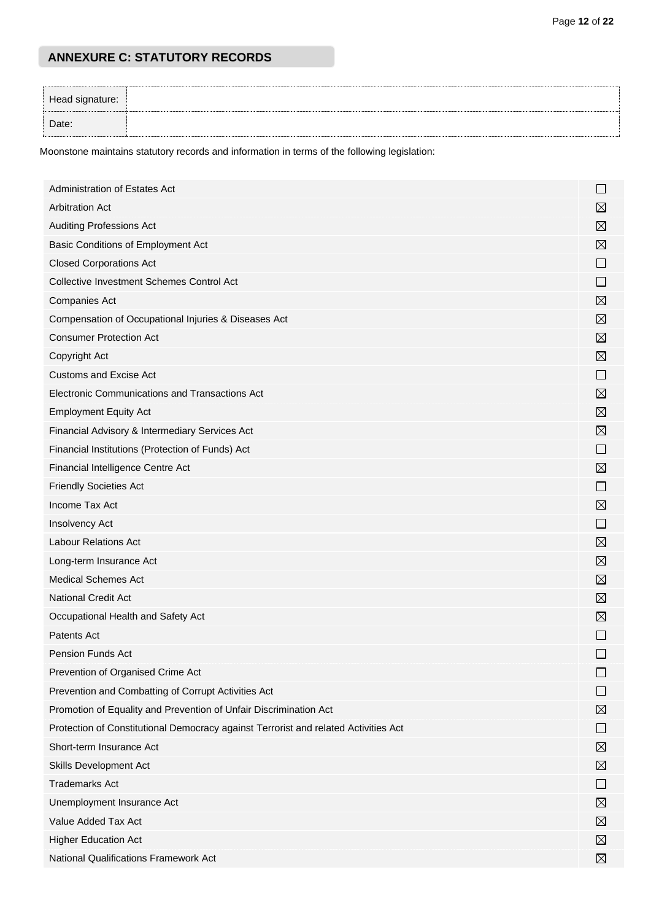## ANNEXURE C: STATUTORY RECORDS

| Head signature: | |
|---|---|
| Date: | |

Moonstone maintains statutory records and information in terms of the following legislation:

| Legislation | |
|---|---|
| Administration of Estates Act | ☐ |
| Arbitration Act | ☒ |
| Auditing Professions Act | ☒ |
| Basic Conditions of Employment Act | ☒ |
| Closed Corporations Act | ☐ |
| Collective Investment Schemes Control Act | ☐ |
| Companies Act | ☒ |
| Compensation of Occupational Injuries & Diseases Act | ☒ |
| Consumer Protection Act | ☒ |
| Copyright Act | ☒ |
| Customs and Excise Act | ☐ |
| Electronic Communications and Transactions Act | ☒ |
| Employment Equity Act | ☒ |
| Financial Advisory & Intermediary Services Act | ☒ |
| Financial Institutions (Protection of Funds) Act | ☐ |
| Financial Intelligence Centre Act | ☒ |
| Friendly Societies Act | ☐ |
| Income Tax Act | ☒ |
| Insolvency Act | ☐ |
| Labour Relations Act | ☒ |
| Long-term Insurance Act | ☒ |
| Medical Schemes Act | ☒ |
| National Credit Act | ☒ |
| Occupational Health and Safety Act | ☒ |
| Patents Act | ☐ |
| Pension Funds Act | ☐ |
| Prevention of Organised Crime Act | ☐ |
| Prevention and Combatting of Corrupt Activities Act | ☐ |
| Promotion of Equality and Prevention of Unfair Discrimination Act | ☒ |
| Protection of Constitutional Democracy against Terrorist and related Activities Act | ☐ |
| Short-term Insurance Act | ☒ |
| Skills Development Act | ☒ |
| Trademarks Act | ☐ |
| Unemployment Insurance Act | ☒ |
| Value Added Tax Act | ☒ |
| Higher Education Act | ☒ |
| National Qualifications Framework Act | ☒ |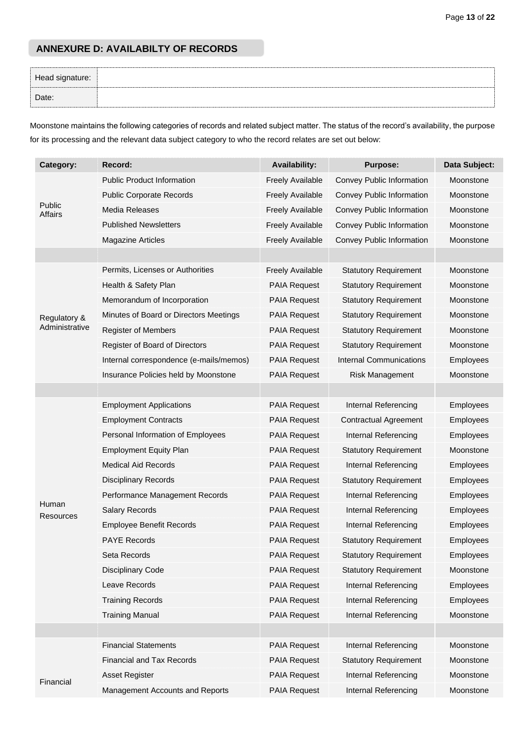## ANNEXURE D: AVAILABILTY OF RECORDS

| Head signature: | |
|---|---|
| Date: | |

Moonstone maintains the following categories of records and related subject matter. The status of the record's availability, the purpose for its processing and the relevant data subject category to who the record relates are set out below:

| Category: | Record: | Availability: | Purpose: | Data Subject: |
|---|---|---|---|---|
| Public Affairs | Public Product Information | Freely Available | Convey Public Information | Moonstone |
| | Public Corporate Records | Freely Available | Convey Public Information | Moonstone |
| | Media Releases | Freely Available | Convey Public Information | Moonstone |
| | Published Newsletters | Freely Available | Convey Public Information | Moonstone |
| | Magazine Articles | Freely Available | Convey Public Information | Moonstone |
| | | | | |
| Regulatory & Administrative | Permits, Licenses or Authorities | Freely Available | Statutory Requirement | Moonstone |
| | Health & Safety Plan | PAIA Request | Statutory Requirement | Moonstone |
| | Memorandum of Incorporation | PAIA Request | Statutory Requirement | Moonstone |
| | Minutes of Board or Directors Meetings | PAIA Request | Statutory Requirement | Moonstone |
| | Register of Members | PAIA Request | Statutory Requirement | Moonstone |
| | Register of Board of Directors | PAIA Request | Statutory Requirement | Moonstone |
| | Internal correspondence (e-mails/memos) | PAIA Request | Internal Communications | Employees |
| | Insurance Policies held by Moonstone | PAIA Request | Risk Management | Moonstone |
| | | | | |
| Human Resources | Employment Applications | PAIA Request | Internal Referencing | Employees |
| | Employment Contracts | PAIA Request | Contractual Agreement | Employees |
| | Personal Information of Employees | PAIA Request | Internal Referencing | Employees |
| | Employment Equity Plan | PAIA Request | Statutory Requirement | Moonstone |
| | Medical Aid Records | PAIA Request | Internal Referencing | Employees |
| | Disciplinary Records | PAIA Request | Statutory Requirement | Employees |
| | Performance Management Records | PAIA Request | Internal Referencing | Employees |
| | Salary Records | PAIA Request | Internal Referencing | Employees |
| | Employee Benefit Records | PAIA Request | Internal Referencing | Employees |
| | PAYE Records | PAIA Request | Statutory Requirement | Employees |
| | Seta Records | PAIA Request | Statutory Requirement | Employees |
| | Disciplinary Code | PAIA Request | Statutory Requirement | Moonstone |
| | Leave Records | PAIA Request | Internal Referencing | Employees |
| | Training Records | PAIA Request | Internal Referencing | Employees |
| | Training Manual | PAIA Request | Internal Referencing | Moonstone |
| | | | | |
| Financial | Financial Statements | PAIA Request | Internal Referencing | Moonstone |
| | Financial and Tax Records | PAIA Request | Statutory Requirement | Moonstone |
| | Asset Register | PAIA Request | Internal Referencing | Moonstone |
| | Management Accounts and Reports | PAIA Request | Internal Referencing | Moonstone |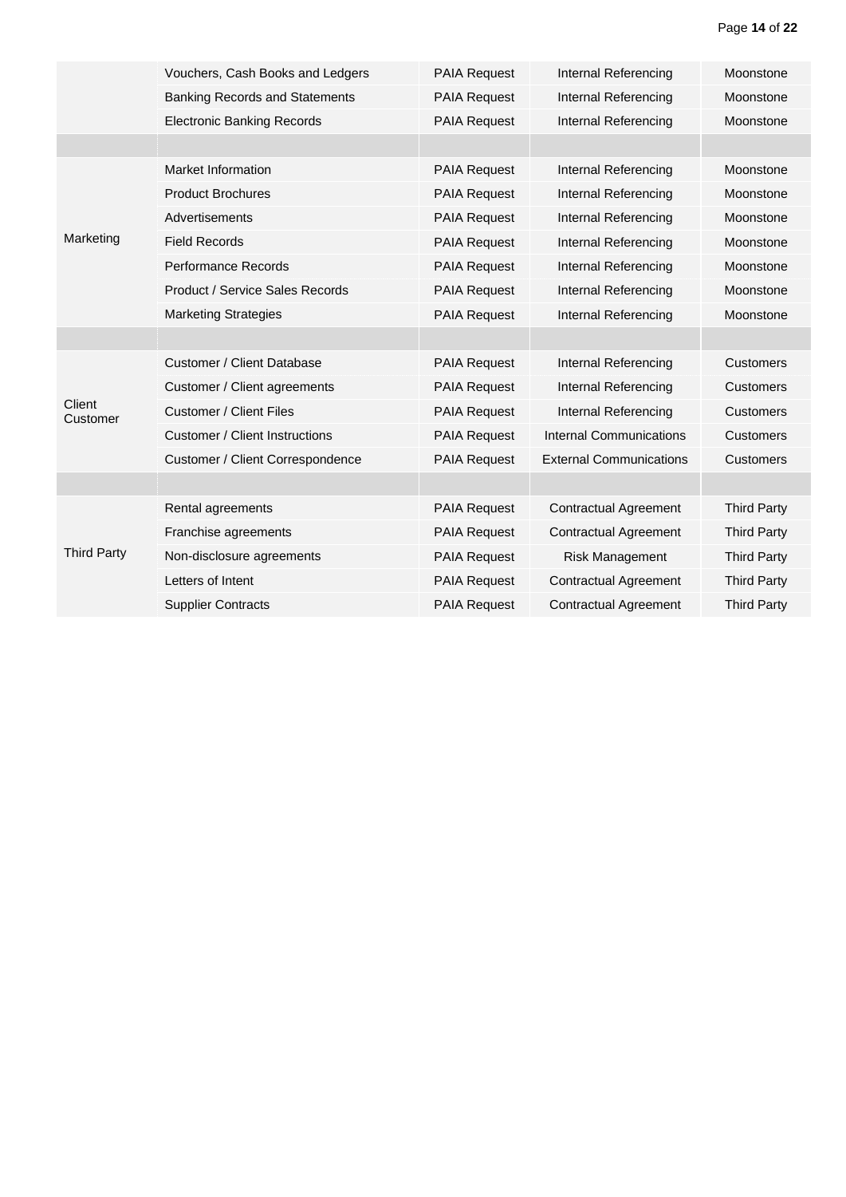| | | | | |
|---|---|---|---|---|
| | Vouchers, Cash Books and Ledgers | PAIA Request | Internal Referencing | Moonstone |
| | Banking Records and Statements | PAIA Request | Internal Referencing | Moonstone |
| | Electronic Banking Records | PAIA Request | Internal Referencing | Moonstone |
| | | | | |
| Marketing | Market Information | PAIA Request | Internal Referencing | Moonstone |
| | Product Brochures | PAIA Request | Internal Referencing | Moonstone |
| | Advertisements | PAIA Request | Internal Referencing | Moonstone |
| | Field Records | PAIA Request | Internal Referencing | Moonstone |
| | Performance Records | PAIA Request | Internal Referencing | Moonstone |
| | Product / Service Sales Records | PAIA Request | Internal Referencing | Moonstone |
| | Marketing Strategies | PAIA Request | Internal Referencing | Moonstone |
| | | | | |
| Client Customer | Customer / Client Database | PAIA Request | Internal Referencing | Customers |
| | Customer / Client agreements | PAIA Request | Internal Referencing | Customers |
| | Customer / Client Files | PAIA Request | Internal Referencing | Customers |
| | Customer / Client Instructions | PAIA Request | Internal Communications | Customers |
| | Customer / Client Correspondence | PAIA Request | External Communications | Customers |
| | | | | |
| Third Party | Rental agreements | PAIA Request | Contractual Agreement | Third Party |
| | Franchise agreements | PAIA Request | Contractual Agreement | Third Party |
| | Non-disclosure agreements | PAIA Request | Risk Management | Third Party |
| | Letters of Intent | PAIA Request | Contractual Agreement | Third Party |
| | Supplier Contracts | PAIA Request | Contractual Agreement | Third Party |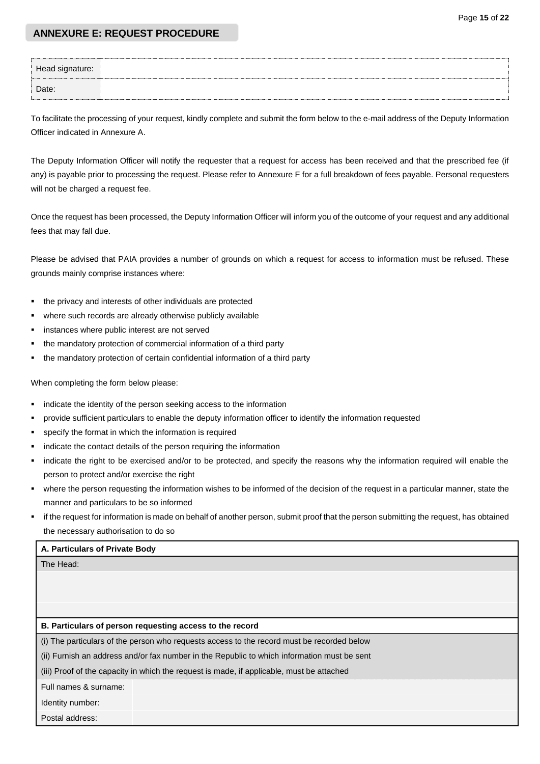## ANNEXURE E: REQUEST PROCEDURE

| Head signature: | |
|---|---|
| Date: | |

To facilitate the processing of your request, kindly complete and submit the form below to the e-mail address of the Deputy Information Officer indicated in Annexure A.

The Deputy Information Officer will notify the requester that a request for access has been received and that the prescribed fee (if any) is payable prior to processing the request. Please refer to Annexure F for a full breakdown of fees payable. Personal requesters will not be charged a request fee.

Once the request has been processed, the Deputy Information Officer will inform you of the outcome of your request and any additional fees that may fall due.

Please be advised that PAIA provides a number of grounds on which a request for access to information must be refused. These grounds mainly comprise instances where:

- the privacy and interests of other individuals are protected
- where such records are already otherwise publicly available
- instances where public interest are not served
- the mandatory protection of commercial information of a third party
- the mandatory protection of certain confidential information of a third party

When completing the form below please:

- indicate the identity of the person seeking access to the information
- provide sufficient particulars to enable the deputy information officer to identify the information requested
- specify the format in which the information is required
- indicate the contact details of the person requiring the information
- indicate the right to be exercised and/or to be protected, and specify the reasons why the information required will enable the person to protect and/or exercise the right
- where the person requesting the information wishes to be informed of the decision of the request in a particular manner, state the manner and particulars to be so informed
- if the request for information is made on behalf of another person, submit proof that the person submitting the request, has obtained the necessary authorisation to do so

| **A. Particulars of Private Body** | |
|---|---|
| The Head: | |
| | |
| | |
| | |
| **B. Particulars of person requesting access to the record** | |
| (i) The particulars of the person who requests access to the record must be recorded below | |
| (ii) Furnish an address and/or fax number in the Republic to which information must be sent | |
| (iii) Proof of the capacity in which the request is made, if applicable, must be attached | |
| Full names & surname: | |
| Identity number: | |
| Postal address: | |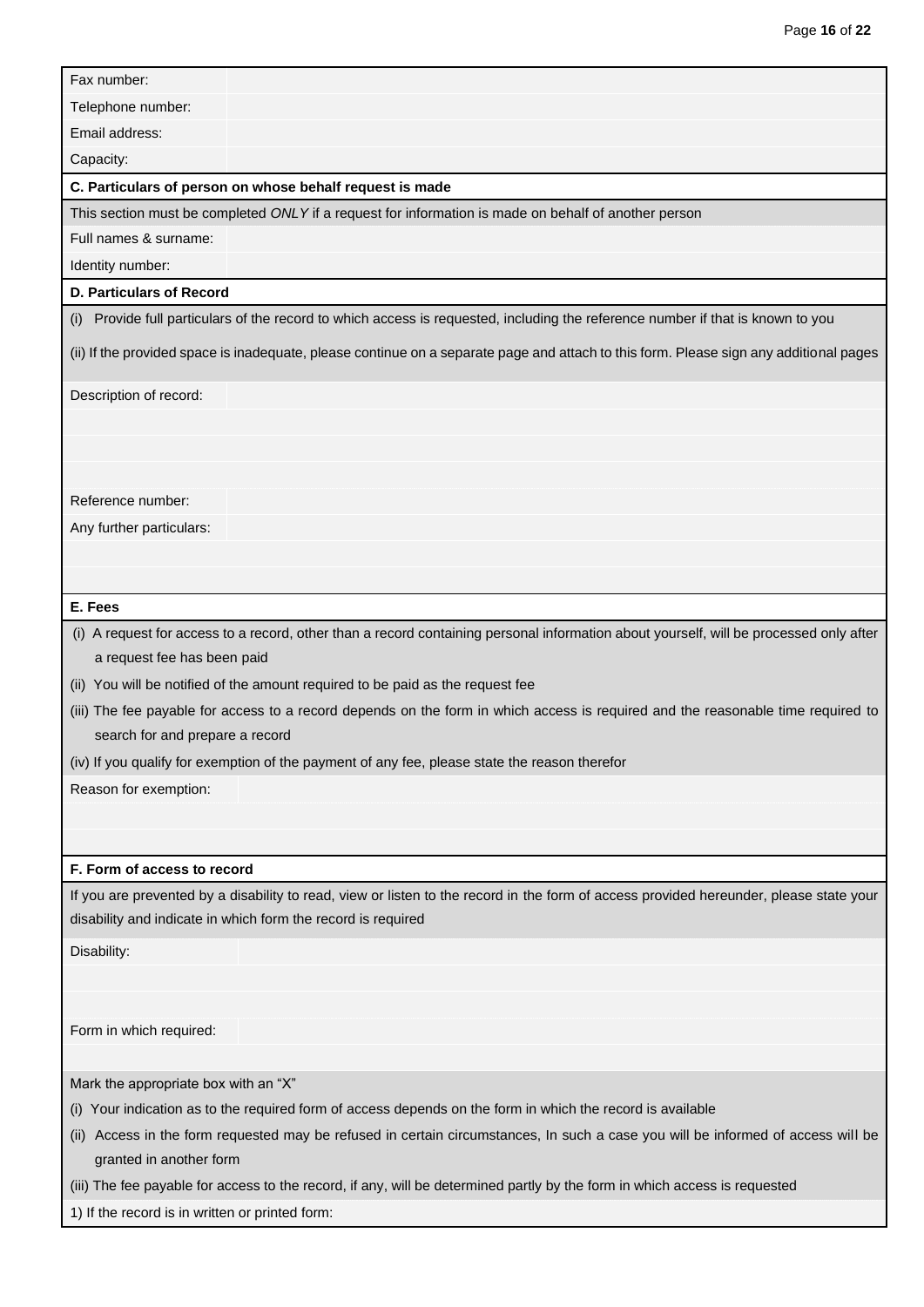| | |
|---|---|
| Fax number: | |
| Telephone number: | |
| Email address: | |
| Capacity: | |

**C. Particulars of person on whose behalf request is made**

This section must be completed *ONLY* if a request for information is made on behalf of another person

| | |
|---|---|
| Full names & surname: | |
| Identity number: | |

**D. Particulars of Record**

(i) Provide full particulars of the record to which access is requested, including the reference number if that is known to you

(ii) If the provided space is inadequate, please continue on a separate page and attach to this form. Please sign any additional pages

| | |
|---|---|
| Description of record: | |
| | |
| | |
| | |
| Reference number: | |
| Any further particulars: | |
| | |
| | |

**E. Fees**

(i) A request for access to a record, other than a record containing personal information about yourself, will be processed only after a request fee has been paid

(ii) You will be notified of the amount required to be paid as the request fee

(iii) The fee payable for access to a record depends on the form in which access is required and the reasonable time required to search for and prepare a record

(iv) If you qualify for exemption of the payment of any fee, please state the reason therefor

| | |
|---|---|
| Reason for exemption: | |
| | |
| | |

**F. Form of access to record**

If you are prevented by a disability to read, view or listen to the record in the form of access provided hereunder, please state your disability and indicate in which form the record is required

| | |
|---|---|
| Disability: | |
| | |
| | |
| Form in which required: | |
| | |

Mark the appropriate box with an "X"

(i) Your indication as to the required form of access depends on the form in which the record is available

(ii) Access in the form requested may be refused in certain circumstances, In such a case you will be informed of access will be granted in another form

(iii) The fee payable for access to the record, if any, will be determined partly by the form in which access is requested

1) If the record is in written or printed form: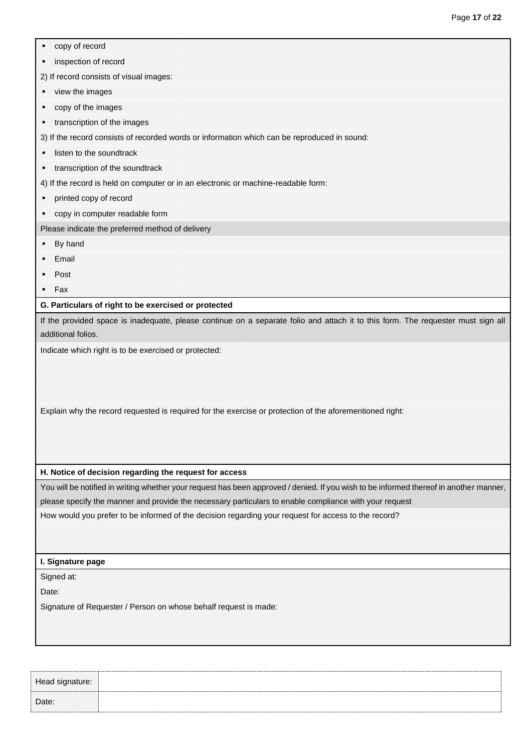| | |
|---|---|
| ▪ copy of record | |
| ▪ inspection of record | |
| 2) If record consists of visual images: | |
| ▪ view the images | |
| ▪ copy of the images | |
| ▪ transcription of the images | |
| 3) If the record consists of recorded words or information which can be reproduced in sound: | |
| ▪ listen to the soundtrack | |
| ▪ transcription of the soundtrack | |
| 4) If the record is held on computer or in an electronic or machine-readable form: | |
| ▪ printed copy of record | |
| ▪ copy in computer readable form | |
| Please indicate the preferred method of delivery | |
| ▪ By hand | |
| ▪ Email | |
| ▪ Post | |
| ▪ Fax | |

**G. Particulars of right to be exercised or protected**

If the provided space is inadequate, please continue on a separate folio and attach it to this form. The requester must sign all additional folios.

Indicate which right is to be exercised or protected:

Explain why the record requested is required for the exercise or protection of the aforementioned right:

**H. Notice of decision regarding the request for access**

You will be notified in writing whether your request has been approved / denied. If you wish to be informed thereof in another manner, please specify the manner and provide the necessary particulars to enable compliance with your request

How would you prefer to be informed of the decision regarding your request for access to the record?

**I. Signature page**

Signed at:

Date:

Signature of Requester / Person on whose behalf request is made:

| | |
|---|---|
| Head signature: | |
| Date: | |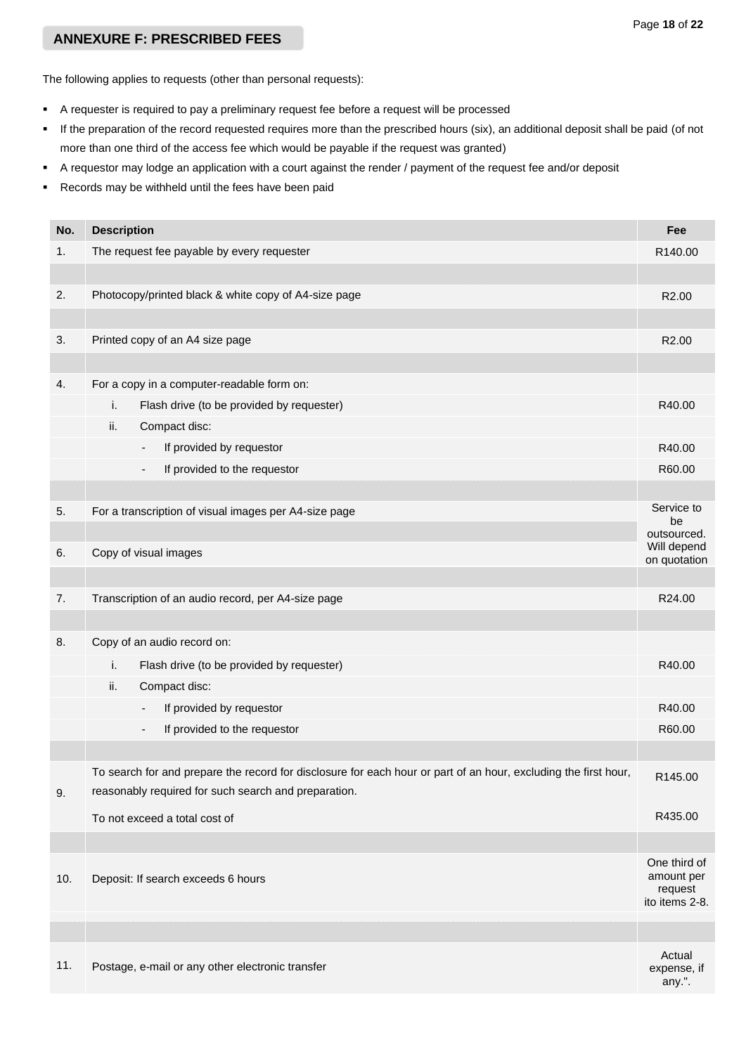## ANNEXURE F: PRESCRIBED FEES

The following applies to requests (other than personal requests):

- A requester is required to pay a preliminary request fee before a request will be processed
- If the preparation of the record requested requires more than the prescribed hours (six), an additional deposit shall be paid (of not more than one third of the access fee which would be payable if the request was granted)
- A requestor may lodge an application with a court against the render / payment of the request fee and/or deposit
- Records may be withheld until the fees have been paid

| No. | Description | Fee |
|---|---|---|
| 1. | The request fee payable by every requester | R140.00 |
| | | |
| 2. | Photocopy/printed black & white copy of A4-size page | R2.00 |
| | | |
| 3. | Printed copy of an A4 size page | R2.00 |
| | | |
| 4. | For a copy in a computer-readable form on: | |
| | i. Flash drive (to be provided by requester) | R40.00 |
| | ii. Compact disc: | |
| | - If provided by requestor | R40.00 |
| | - If provided to the requestor | R60.00 |
| | | |
| 5. | For a transcription of visual images per A4-size page | Service to be outsourced. Will depend on quotation |
| | | |
| 6. | Copy of visual images | |
| | | |
| 7. | Transcription of an audio record, per A4-size page | R24.00 |
| | | |
| 8. | Copy of an audio record on: | |
| | i. Flash drive (to be provided by requester) | R40.00 |
| | ii. Compact disc: | |
| | - If provided by requestor | R40.00 |
| | - If provided to the requestor | R60.00 |
| | | |
| 9. | To search for and prepare the record for disclosure for each hour or part of an hour, excluding the first hour, reasonably required for such search and preparation. | R145.00 |
| | To not exceed a total cost of | R435.00 |
| | | |
| 10. | Deposit: If search exceeds 6 hours | One third of amount per request ito items 2-8. |
| | | |
| 11. | Postage, e-mail or any other electronic transfer | Actual expense, if any.". |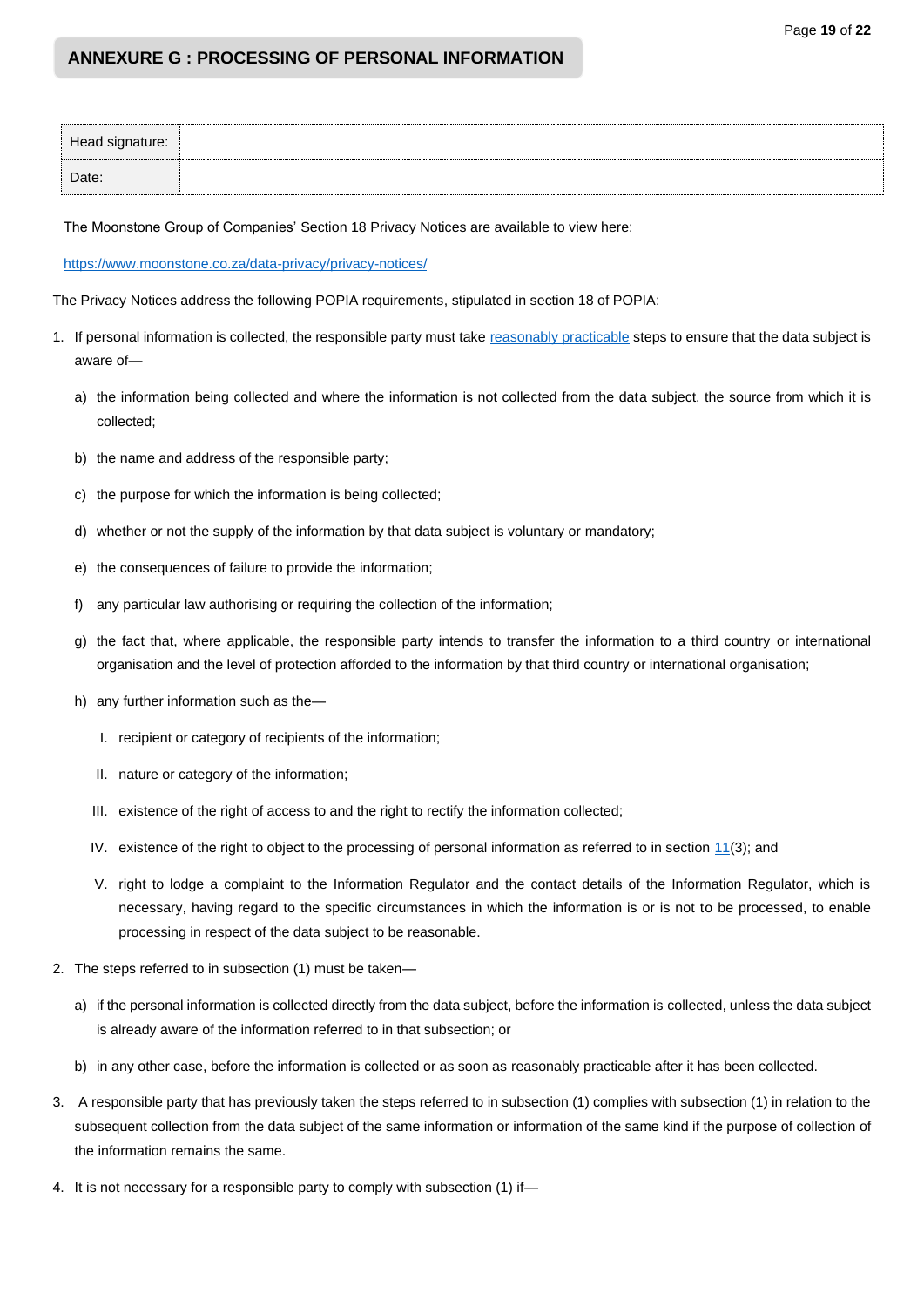## ANNEXURE G : PROCESSING OF PERSONAL INFORMATION

| Head signature: | |
|---|---|
| Date: | |

The Moonstone Group of Companies' Section 18 Privacy Notices are available to view here:

[https://www.moonstone.co.za/data-privacy/privacy-notices/](https://www.moonstone.co.za/data-privacy/privacy-notices/)

The Privacy Notices address the following POPIA requirements, stipulated in section 18 of POPIA:

1. If personal information is collected, the responsible party must take reasonably practicable steps to ensure that the data subject is aware of—
   a) the information being collected and where the information is not collected from the data subject, the source from which it is collected;
   b) the name and address of the responsible party;
   c) the purpose for which the information is being collected;
   d) whether or not the supply of the information by that data subject is voluntary or mandatory;
   e) the consequences of failure to provide the information;
   f) any particular law authorising or requiring the collection of the information;
   g) the fact that, where applicable, the responsible party intends to transfer the information to a third country or international organisation and the level of protection afforded to the information by that third country or international organisation;
   h) any further information such as the—
      I. recipient or category of recipients of the information;
      II. nature or category of the information;
      III. existence of the right of access to and the right to rectify the information collected;
      IV. existence of the right to object to the processing of personal information as referred to in section 11(3); and
      V. right to lodge a complaint to the Information Regulator and the contact details of the Information Regulator, which is necessary, having regard to the specific circumstances in which the information is or is not to be processed, to enable processing in respect of the data subject to be reasonable.
2. The steps referred to in subsection (1) must be taken—
   a) if the personal information is collected directly from the data subject, before the information is collected, unless the data subject is already aware of the information referred to in that subsection; or
   b) in any other case, before the information is collected or as soon as reasonably practicable after it has been collected.
3. A responsible party that has previously taken the steps referred to in subsection (1) complies with subsection (1) in relation to the subsequent collection from the data subject of the same information or information of the same kind if the purpose of collection of the information remains the same.
4. It is not necessary for a responsible party to comply with subsection (1) if—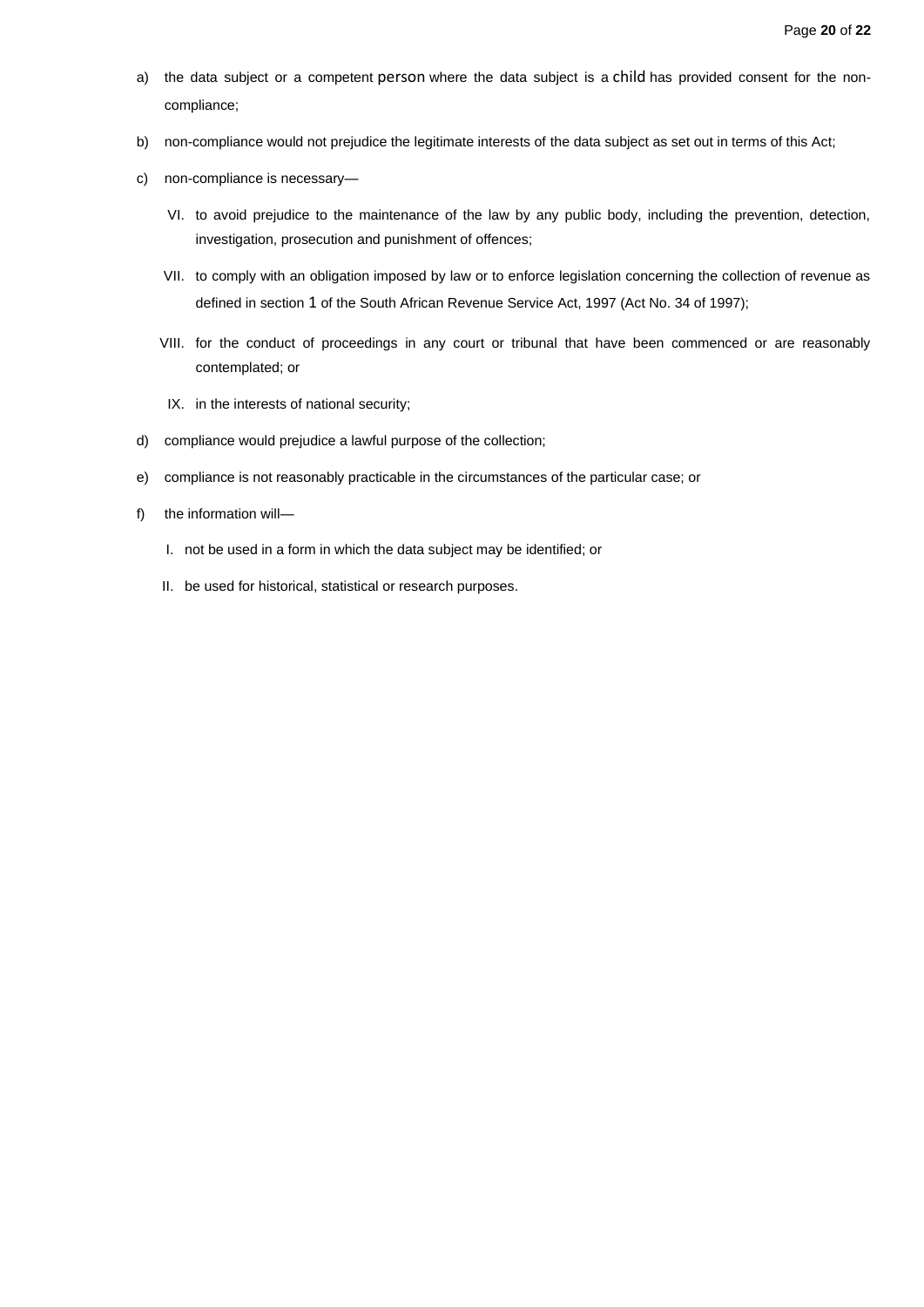a) the data subject or a competent person where the data subject is a child has provided consent for the non-compliance;

b) non-compliance would not prejudice the legitimate interests of the data subject as set out in terms of this Act;

c) non-compliance is necessary—

   VI. to avoid prejudice to the maintenance of the law by any public body, including the prevention, detection, investigation, prosecution and punishment of offences;

   VII. to comply with an obligation imposed by law or to enforce legislation concerning the collection of revenue as defined in section 1 of the South African Revenue Service Act, 1997 (Act No. 34 of 1997);

   VIII. for the conduct of proceedings in any court or tribunal that have been commenced or are reasonably contemplated; or

   IX. in the interests of national security;

d) compliance would prejudice a lawful purpose of the collection;

e) compliance is not reasonably practicable in the circumstances of the particular case; or

f) the information will—

   I. not be used in a form in which the data subject may be identified; or

   II. be used for historical, statistical or research purposes.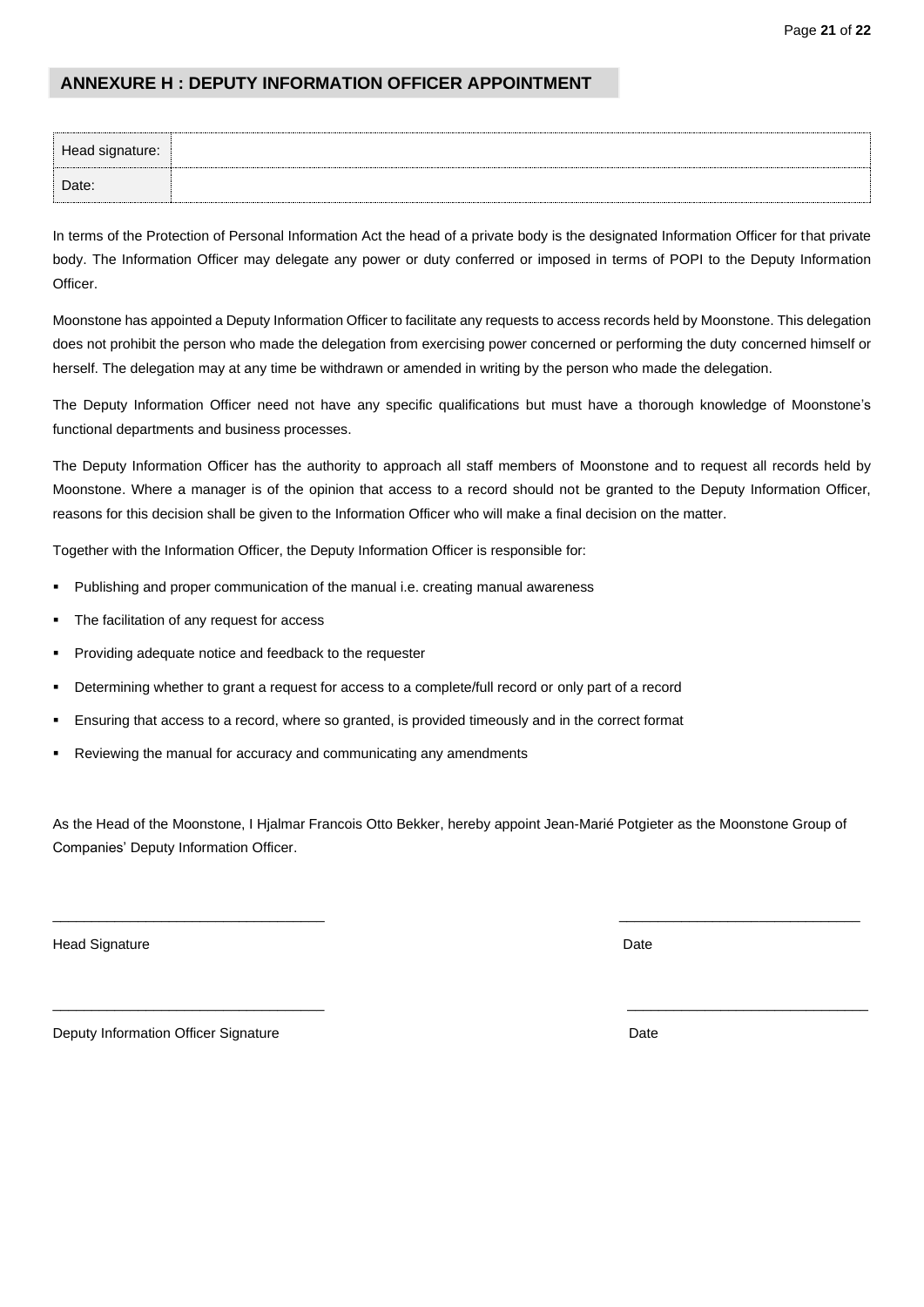## ANNEXURE H : DEPUTY INFORMATION OFFICER APPOINTMENT

| | |
|---|---|
| Head signature: | |
| Date: | |

In terms of the Protection of Personal Information Act the head of a private body is the designated Information Officer for that private body. The Information Officer may delegate any power or duty conferred or imposed in terms of POPI to the Deputy Information Officer.

Moonstone has appointed a Deputy Information Officer to facilitate any requests to access records held by Moonstone. This delegation does not prohibit the person who made the delegation from exercising power concerned or performing the duty concerned himself or herself. The delegation may at any time be withdrawn or amended in writing by the person who made the delegation.

The Deputy Information Officer need not have any specific qualifications but must have a thorough knowledge of Moonstone's functional departments and business processes.

The Deputy Information Officer has the authority to approach all staff members of Moonstone and to request all records held by Moonstone. Where a manager is of the opinion that access to a record should not be granted to the Deputy Information Officer, reasons for this decision shall be given to the Information Officer who will make a final decision on the matter.

Together with the Information Officer, the Deputy Information Officer is responsible for:

- Publishing and proper communication of the manual i.e. creating manual awareness
- The facilitation of any request for access
- Providing adequate notice and feedback to the requester
- Determining whether to grant a request for access to a complete/full record or only part of a record
- Ensuring that access to a record, where so granted, is provided timeously and in the correct format
- Reviewing the manual for accuracy and communicating any amendments

As the Head of the Moonstone, I Hjalmar Francois Otto Bekker, hereby appoint Jean-Marié Potgieter as the Moonstone Group of Companies' Deputy Information Officer.

\_\_\_\_\_\_\_\_\_\_\_\_\_\_\_\_\_\_\_\_\_\_\_\_\_\_\_\_\_\_\_\_\_\_ \_\_\_\_\_\_\_\_\_\_\_\_\_\_\_\_\_\_\_\_\_\_\_\_\_\_\_\_\_\_

Head Signature Date

\_\_\_\_\_\_\_\_\_\_\_\_\_\_\_\_\_\_\_\_\_\_\_\_\_\_\_\_\_\_\_\_\_\_ \_\_\_\_\_\_\_\_\_\_\_\_\_\_\_\_\_\_\_\_\_\_\_\_\_\_\_\_\_\_

Deputy Information Officer Signature Date